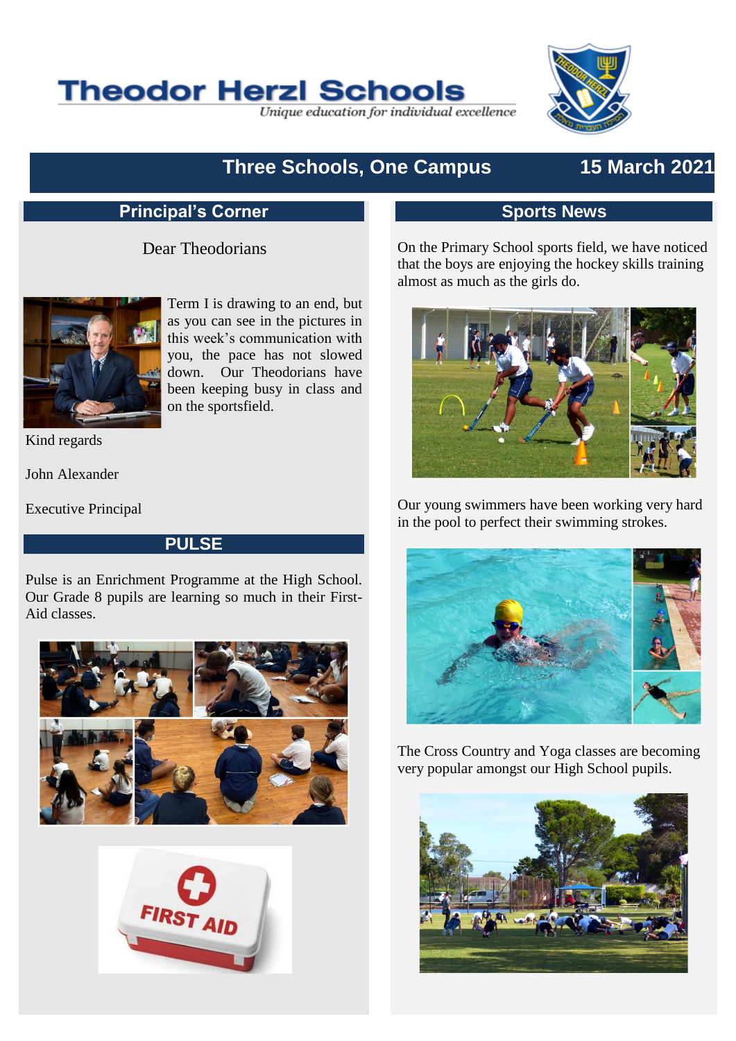# Theodor Herzl Schools

*Unique education for individual excellence*

## Three Schools, One Campus — 15 March 2021

## Principal's Corner

Dear Theodorians

Term I is drawing to an end, but as you can see in the pictures in this week's communication with you, the pace has not slowed down. Our Theodorians have been keeping busy in class and on the sportsfield.

Kind regards

John Alexander

Executive Principal

## PULSE

Pulse is an Enrichment Programme at the High School. Our Grade 8 pupils are learning so much in their First-Aid classes.

## Sports News

On the Primary School sports field, we have noticed that the boys are enjoying the hockey skills training almost as much as the girls do.

Our young swimmers have been working very hard in the pool to perfect their swimming strokes.

The Cross Country and Yoga classes are becoming very popular amongst our High School pupils.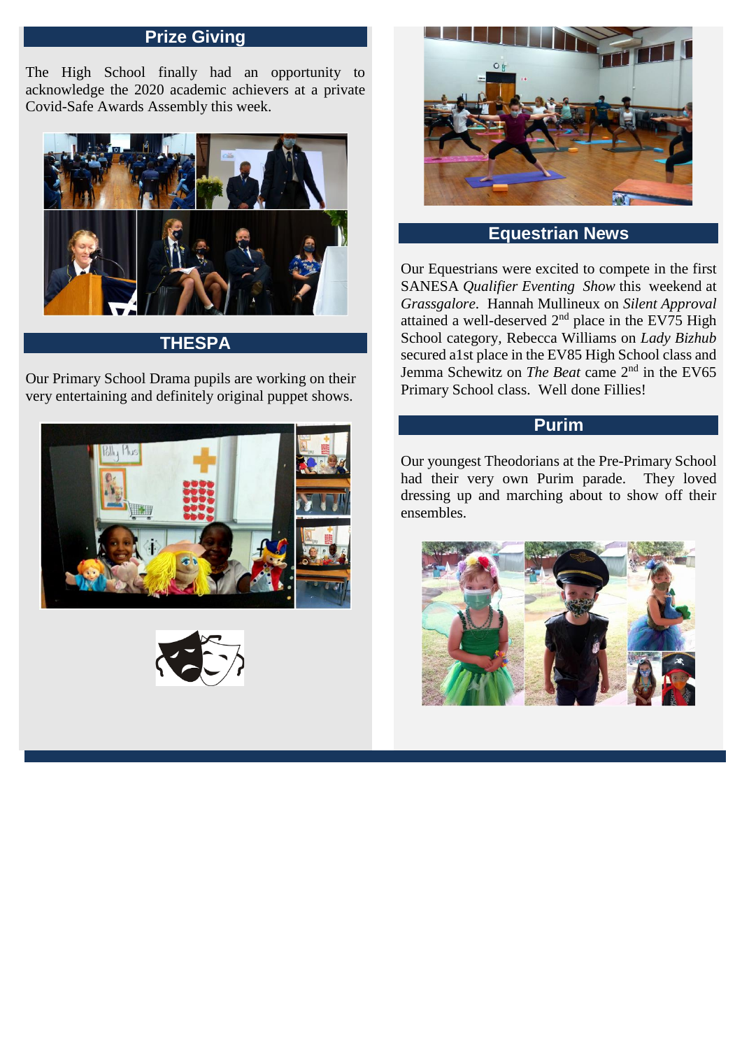## Prize Giving

The High School finally had an opportunity to acknowledge the 2020 academic achievers at a private Covid-Safe Awards Assembly this week.

## THESPA

Our Primary School Drama pupils are working on their very entertaining and definitely original puppet shows.

## Equestrian News

Our Equestrians were excited to compete in the first SANESA *Qualifier Eventing Show* this weekend at *Grassgalore*. Hannah Mullineux on *Silent Approval* attained a well-deserved 2nd place in the EV75 High School category, Rebecca Williams on *Lady Bizhub* secured a1st place in the EV85 High School class and Jemma Schewitz on *The Beat* came 2nd in the EV65 Primary School class. Well done Fillies!

## Purim

Our youngest Theodorians at the Pre-Primary School had their very own Purim parade. They loved dressing up and marching about to show off their ensembles.